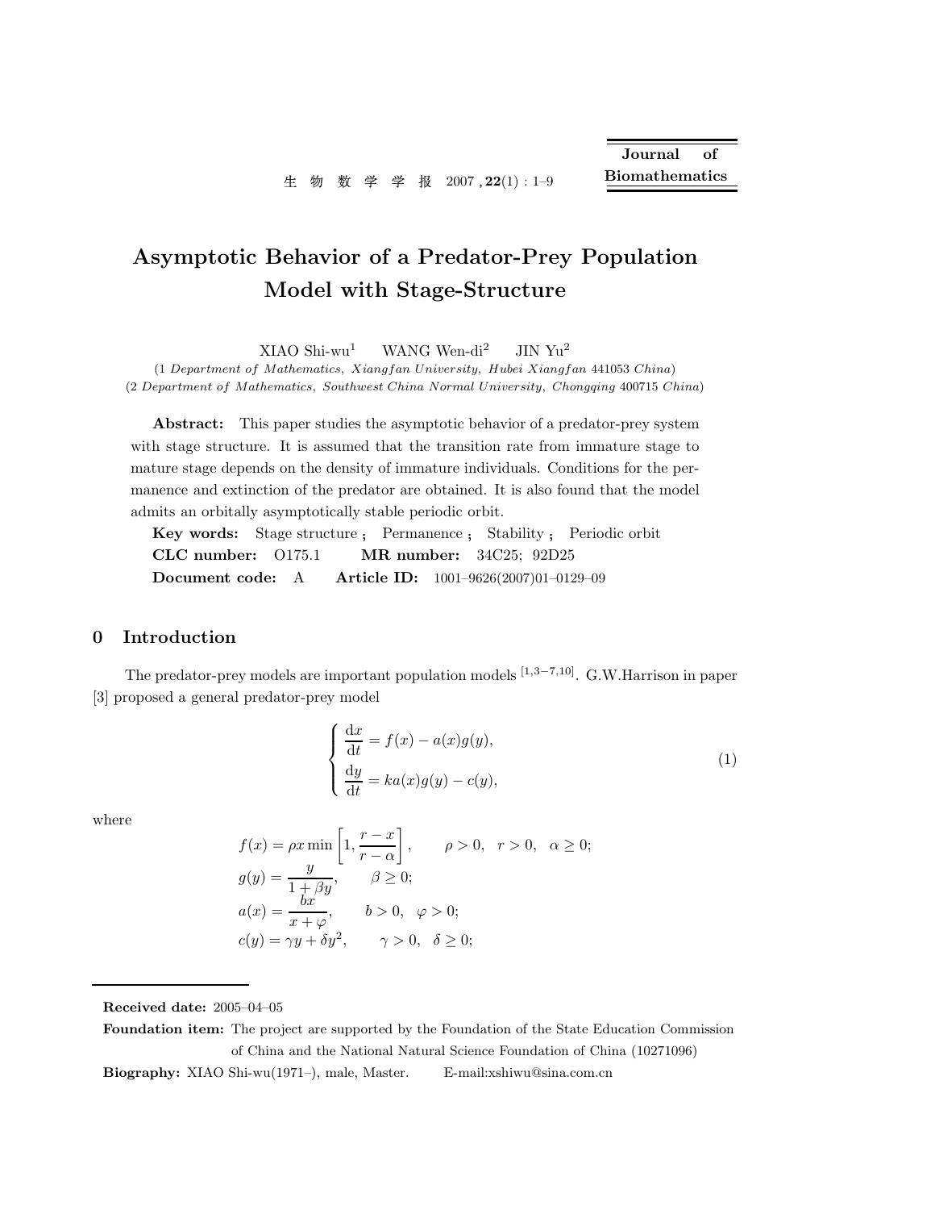# Asymptotic Behavior of a Predator-Prey Population Model with Stage-Structure

XIAO Shi-wu[1] WANG Wen-di[2] JIN Yu[2]

(1 *Department of Mathematics, Xiangfan University, Hubei Xiangfan* 441053 *China*)
(2 *Department of Mathematics, Southwest China Normal University, Chongqing* 400715 *China*)

**Abstract:** This paper studies the asymptotic behavior of a predator-prey system with stage structure. It is assumed that the transition rate from immature stage to mature stage depends on the density of immature individuals. Conditions for the permanence and extinction of the predator are obtained. It is also found that the model admits an orbitally asymptotically stable periodic orbit.

**Key words:** Stage structure ; Permanence ; Stability ; Periodic orbit

**CLC number:** O175.1 **MR number:** 34C25; 92D25

**Document code:** A **Article ID:** 1001–9626(2007)01–0129–09

## 0 Introduction

The predator-prey models are important population models [1,3−7,10]. G.W.Harrison in paper [3] proposed a general predator-prey model

$$\begin{cases} \dfrac{\mathrm{d}x}{\mathrm{d}t} = f(x) - a(x)g(y), \\ \dfrac{\mathrm{d}y}{\mathrm{d}t} = ka(x)g(y) - c(y), \end{cases} \tag{1}$$

where

$$f(x) = \rho x \min\left[1, \frac{r-x}{r-\alpha}\right], \qquad \rho > 0, \quad r > 0, \quad \alpha \geq 0;$$

$$g(y) = \frac{y}{1+\beta y}, \qquad \beta \geq 0;$$

$$a(x) = \frac{bx}{x+\varphi}, \qquad b > 0, \quad \varphi > 0;$$

$$c(y) = \gamma y + \delta y^2, \qquad \gamma > 0, \quad \delta \geq 0;$$

---

**Received date:** 2005–04–05

**Foundation item:** The project are supported by the Foundation of the State Education Commission of China and the National Natural Science Foundation of China (10271096)

**Biography:** XIAO Shi-wu(1971–), male, Master. E-mail:xshiwu@sina.com.cn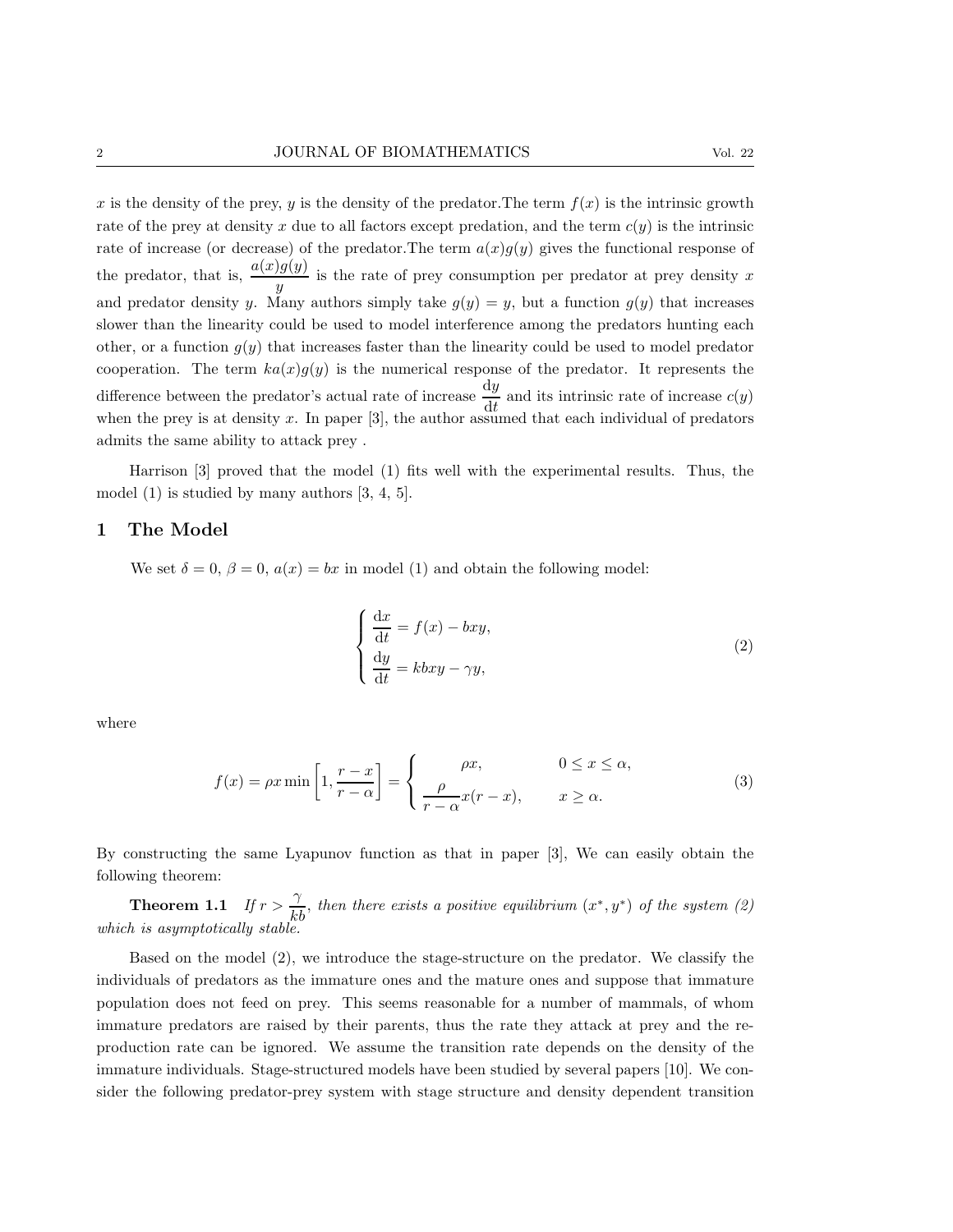$x$ is the density of the prey, $y$ is the density of the predator.The term $f(x)$ is the intrinsic growth rate of the prey at density $x$ due to all factors except predation, and the term $c(y)$ is the intrinsic rate of increase (or decrease) of the predator.The term $a(x)g(y)$ gives the functional response of the predator, that is, $\dfrac{a(x)g(y)}{y}$ is the rate of prey consumption per predator at prey density $x$ and predator density $y$. Many authors simply take $g(y) = y$, but a function $g(y)$ that increases slower than the linearity could be used to model interference among the predators hunting each other, or a function $g(y)$ that increases faster than the linearity could be used to model predator cooperation. The term $ka(x)g(y)$ is the numerical response of the predator. It represents the difference between the predator's actual rate of increase $\dfrac{\mathrm{d}y}{\mathrm{d}t}$ and its intrinsic rate of increase $c(y)$ when the prey is at density $x$. In paper [3], the author assumed that each individual of predators admits the same ability to attack prey .

Harrison [3] proved that the model (1) fits well with the experimental results. Thus, the model (1) is studied by many authors [3, 4, 5].

## 1 The Model

We set $\delta = 0$, $\beta = 0$, $a(x) = bx$ in model (1) and obtain the following model:

$$
\begin{cases}
\dfrac{\mathrm{d}x}{\mathrm{d}t} = f(x) - bxy, \\[2mm]
\dfrac{\mathrm{d}y}{\mathrm{d}t} = kbxy - \gamma y,
\end{cases}
\tag{2}
$$

where

$$
f(x) = \rho x \min\left[1, \frac{r-x}{r-\alpha}\right] = \begin{cases}
\rho x, & 0 \le x \le \alpha, \\[2mm]
\dfrac{\rho}{r-\alpha} x(r-x), & x \ge \alpha.
\end{cases}
\tag{3}
$$

By constructing the same Lyapunov function as that in paper [3], We can easily obtain the following theorem:

**Theorem 1.1** *If $r > \dfrac{\gamma}{kb}$, then there exists a positive equilibrium $(x^*, y^*)$ of the system (2) which is asymptotically stable.*

Based on the model (2), we introduce the stage-structure on the predator. We classify the individuals of predators as the immature ones and the mature ones and suppose that immature population does not feed on prey. This seems reasonable for a number of mammals, of whom immature predators are raised by their parents, thus the rate they attack at prey and the reproduction rate can be ignored. We assume the transition rate depends on the density of the immature individuals. Stage-structured models have been studied by several papers [10]. We consider the following predator-prey system with stage structure and density dependent transition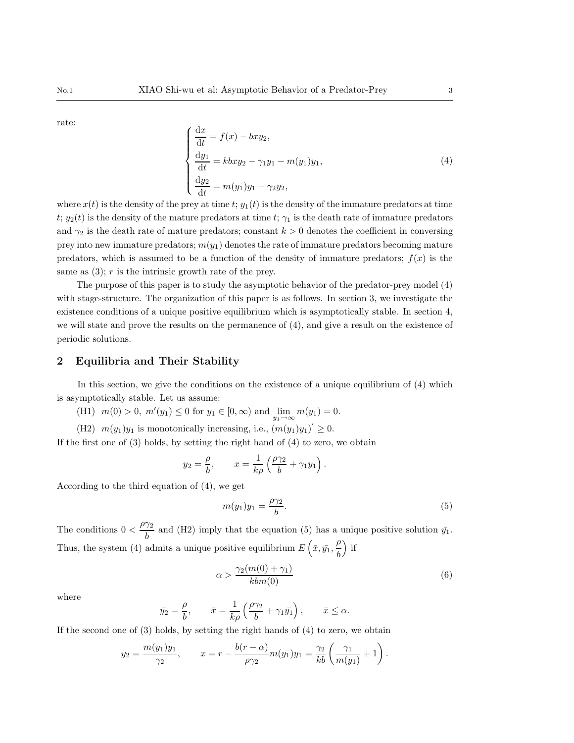rate:

$$
\begin{cases}
\dfrac{\mathrm{d}x}{\mathrm{d}t} = f(x) - bxy_2, \\
\dfrac{\mathrm{d}y_1}{\mathrm{d}t} = kbxy_2 - \gamma_1 y_1 - m(y_1)y_1, \\
\dfrac{\mathrm{d}y_2}{\mathrm{d}t} = m(y_1)y_1 - \gamma_2 y_2,
\end{cases}
\tag{4}
$$

where $x(t)$ is the density of the prey at time $t$; $y_1(t)$ is the density of the immature predators at time $t$; $y_2(t)$ is the density of the mature predators at time $t$; $\gamma_1$ is the death rate of immature predators and $\gamma_2$ is the death rate of mature predators; constant $k > 0$ denotes the coefficient in conversing prey into new immature predators; $m(y_1)$ denotes the rate of immature predators becoming mature predators, which is assumed to be a function of the density of immature predators; $f(x)$ is the same as (3); $r$ is the intrinsic growth rate of the prey.

The purpose of this paper is to study the asymptotic behavior of the predator-prey model (4) with stage-structure. The organization of this paper is as follows. In section 3, we investigate the existence conditions of a unique positive equilibrium which is asymptotically stable. In section 4, we will state and prove the results on the permanence of (4), and give a result on the existence of periodic solutions.

## 2 Equilibria and Their Stability

In this section, we give the conditions on the existence of a unique equilibrium of (4) which is asymptotically stable. Let us assume:

(H1) $m(0) > 0,\ m'(y_1) \le 0$ for $y_1 \in [0, \infty)$ and $\lim\limits_{y_1 \to \infty} m(y_1) = 0$.

(H2) $m(y_1)y_1$ is monotonically increasing, i.e., $(m(y_1)y_1)' \ge 0$.

If the first one of (3) holds, by setting the right hand of (4) to zero, we obtain

$$
y_2 = \frac{\rho}{b}, \qquad x = \frac{1}{k\rho}\left(\frac{\rho\gamma_2}{b} + \gamma_1 y_1\right).
$$

According to the third equation of (4), we get

$$
m(y_1)y_1 = \frac{\rho\gamma_2}{b}. \tag{5}
$$

The conditions $0 < \dfrac{\rho\gamma_2}{b}$ and (H2) imply that the equation (5) has a unique positive solution $\bar{y_1}$. Thus, the system (4) admits a unique positive equilibrium $E\left(\bar{x}, \bar{y_1}, \dfrac{\rho}{b}\right)$ if

$$
\alpha > \frac{\gamma_2(m(0) + \gamma_1)}{kbm(0)} \tag{6}
$$

where

$$
\bar{y_2} = \frac{\rho}{b}, \qquad \bar{x} = \frac{1}{k\rho}\left(\frac{\rho\gamma_2}{b} + \gamma_1 \bar{y_1}\right), \qquad \bar{x} \le \alpha.
$$

If the second one of (3) holds, by setting the right hands of (4) to zero, we obtain

$$
y_2 = \frac{m(y_1)y_1}{\gamma_2}, \qquad x = r - \frac{b(r-\alpha)}{\rho\gamma_2} m(y_1)y_1 = \frac{\gamma_2}{kb}\left(\frac{\gamma_1}{m(y_1)} + 1\right).
$$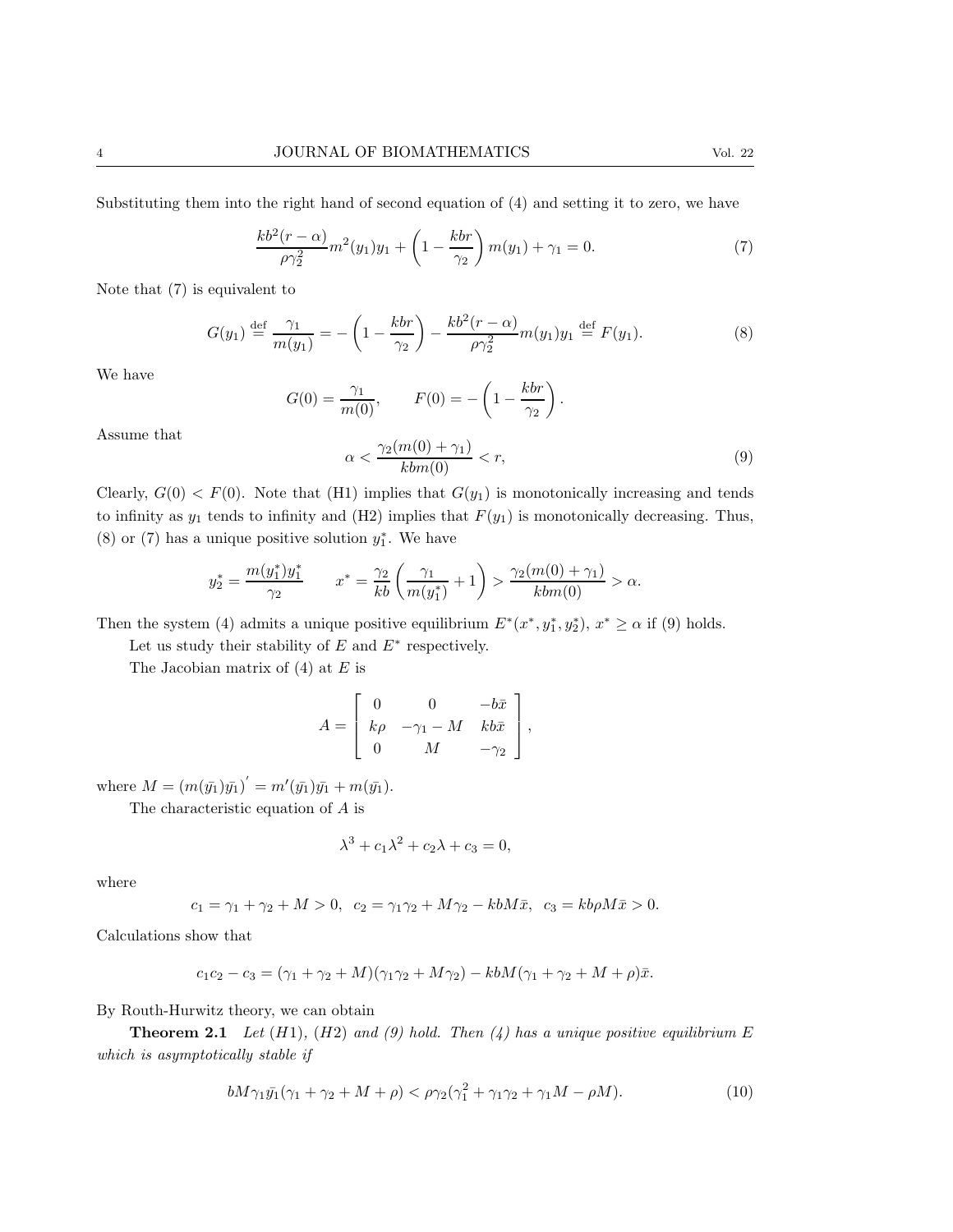Substituting them into the right hand of second equation of (4) and setting it to zero, we have

$$\frac{kb^2(r-\alpha)}{\rho\gamma_2^2}m^2(y_1)y_1 + \left(1 - \frac{kbr}{\gamma_2}\right)m(y_1) + \gamma_1 = 0. \tag{7}$$

Note that (7) is equivalent to

$$G(y_1) \stackrel{\text{def}}{=} \frac{\gamma_1}{m(y_1)} = -\left(1 - \frac{kbr}{\gamma_2}\right) - \frac{kb^2(r-\alpha)}{\rho\gamma_2^2}m(y_1)y_1 \stackrel{\text{def}}{=} F(y_1). \tag{8}$$

We have

$$G(0) = \frac{\gamma_1}{m(0)}, \qquad F(0) = -\left(1 - \frac{kbr}{\gamma_2}\right).$$

Assume that

$$\alpha < \frac{\gamma_2(m(0)+\gamma_1)}{kbm(0)} < r, \tag{9}$$

Clearly, $G(0) < F(0)$. Note that (H1) implies that $G(y_1)$ is monotonically increasing and tends to infinity as $y_1$ tends to infinity and (H2) implies that $F(y_1)$ is monotonically decreasing. Thus, (8) or (7) has a unique positive solution $y_1^*$. We have

$$y_2^* = \frac{m(y_1^*)y_1^*}{\gamma_2} \qquad x^* = \frac{\gamma_2}{kb}\left(\frac{\gamma_1}{m(y_1^*)} + 1\right) > \frac{\gamma_2(m(0)+\gamma_1)}{kbm(0)} > \alpha.$$

Then the system (4) admits a unique positive equilibrium $E^*(x^*, y_1^*, y_2^*)$, $x^* \geq \alpha$ if (9) holds.

Let us study their stability of $E$ and $E^*$ respectively.

The Jacobian matrix of (4) at $E$ is

$$A = \begin{bmatrix} 0 & 0 & -b\bar{x} \\ k\rho & -\gamma_1 - M & kb\bar{x} \\ 0 & M & -\gamma_2 \end{bmatrix},$$

where $M = (m(\bar{y_1})\bar{y_1})' = m'(\bar{y_1})\bar{y_1} + m(\bar{y_1})$.

The characteristic equation of $A$ is

$$\lambda^3 + c_1\lambda^2 + c_2\lambda + c_3 = 0,$$

where

$$c_1 = \gamma_1 + \gamma_2 + M > 0, \;\; c_2 = \gamma_1\gamma_2 + M\gamma_2 - kbM\bar{x}, \;\; c_3 = kb\rho M\bar{x} > 0.$$

Calculations show that

$$c_1c_2 - c_3 = (\gamma_1 + \gamma_2 + M)(\gamma_1\gamma_2 + M\gamma_2) - kbM(\gamma_1 + \gamma_2 + M + \rho)\bar{x}.$$

By Routh-Hurwitz theory, we can obtain

**Theorem 2.1** *Let (H1), (H2) and (9) hold. Then (4) has a unique positive equilibrium $E$ which is asymptotically stable if*

$$bM\gamma_1\bar{y_1}(\gamma_1 + \gamma_2 + M + \rho) < \rho\gamma_2(\gamma_1^2 + \gamma_1\gamma_2 + \gamma_1 M - \rho M). \tag{10}$$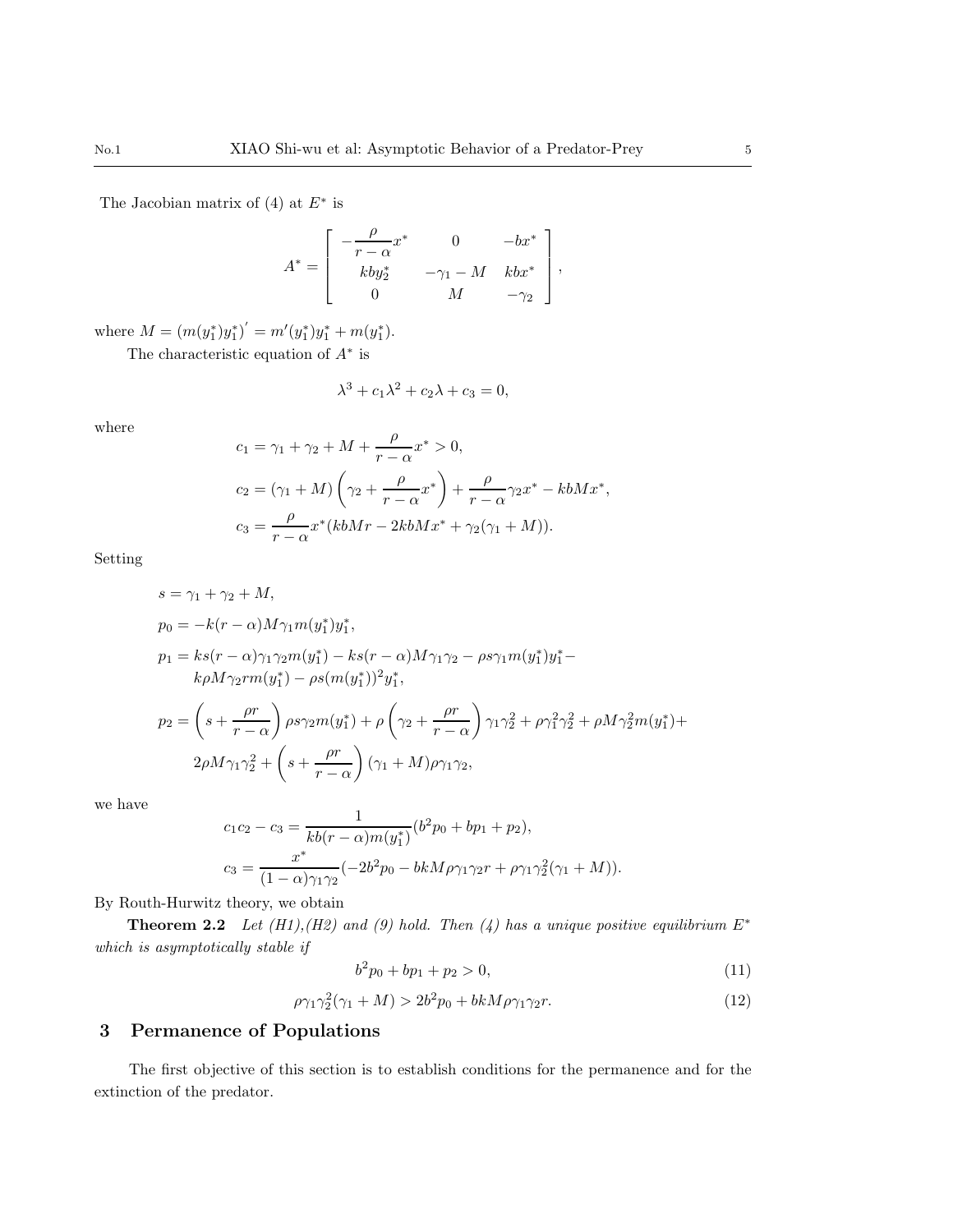The Jacobian matrix of (4) at $E^*$ is

$$A^* = \begin{bmatrix} -\dfrac{\rho}{r-\alpha}x^* & 0 & -bx^* \\ kby_2^* & -\gamma_1 - M & kbx^* \\ 0 & M & -\gamma_2 \end{bmatrix},$$

where $M = (m(y_1^*)y_1^*)' = m'(y_1^*)y_1^* + m(y_1^*)$.

The characteristic equation of $A^*$ is

$$\lambda^3 + c_1\lambda^2 + c_2\lambda + c_3 = 0,$$

where

$$c_1 = \gamma_1 + \gamma_2 + M + \frac{\rho}{r-\alpha}x^* > 0,$$

$$c_2 = (\gamma_1 + M)\left(\gamma_2 + \frac{\rho}{r-\alpha}x^*\right) + \frac{\rho}{r-\alpha}\gamma_2 x^* - kbMx^*,$$

$$c_3 = \frac{\rho}{r-\alpha}x^*(kbMr - 2kbMx^* + \gamma_2(\gamma_1 + M)).$$

Setting

$$s = \gamma_1 + \gamma_2 + M,$$

$$p_0 = -k(r-\alpha)M\gamma_1 m(y_1^*)y_1^*,$$

$$p_1 = ks(r-\alpha)\gamma_1\gamma_2 m(y_1^*) - ks(r-\alpha)M\gamma_1\gamma_2 - \rho s\gamma_1 m(y_1^*)y_1^* - k\rho M\gamma_2 rm(y_1^*) - \rho s(m(y_1^*))^2 y_1^*,$$

$$p_2 = \left(s + \frac{\rho r}{r-\alpha}\right)\rho s\gamma_2 m(y_1^*) + \rho\left(\gamma_2 + \frac{\rho r}{r-\alpha}\right)\gamma_1\gamma_2^2 + \rho\gamma_1^2\gamma_2^2 + \rho M\gamma_2^2 m(y_1^*) + 2\rho M\gamma_1\gamma_2^2 + \left(s + \frac{\rho r}{r-\alpha}\right)(\gamma_1 + M)\rho\gamma_1\gamma_2,$$

we have

$$c_1c_2 - c_3 = \frac{1}{kb(r-\alpha)m(y_1^*)}(b^2p_0 + bp_1 + p_2),$$

$$c_3 = \frac{x^*}{(1-\alpha)\gamma_1\gamma_2}(-2b^2p_0 - bkM\rho\gamma_1\gamma_2 r + \rho\gamma_1\gamma_2^2(\gamma_1 + M)).$$

By Routh-Hurwitz theory, we obtain

**Theorem 2.2** *Let (H1),(H2) and (9) hold. Then (4) has a unique positive equilibrium $E^*$ which is asymptotically stable if*

$$b^2p_0 + bp_1 + p_2 > 0, \tag{11}$$

$$\rho\gamma_1\gamma_2^2(\gamma_1 + M) > 2b^2p_0 + bkM\rho\gamma_1\gamma_2 r. \tag{12}$$

## 3 Permanence of Populations

The first objective of this section is to establish conditions for the permanence and for the extinction of the predator.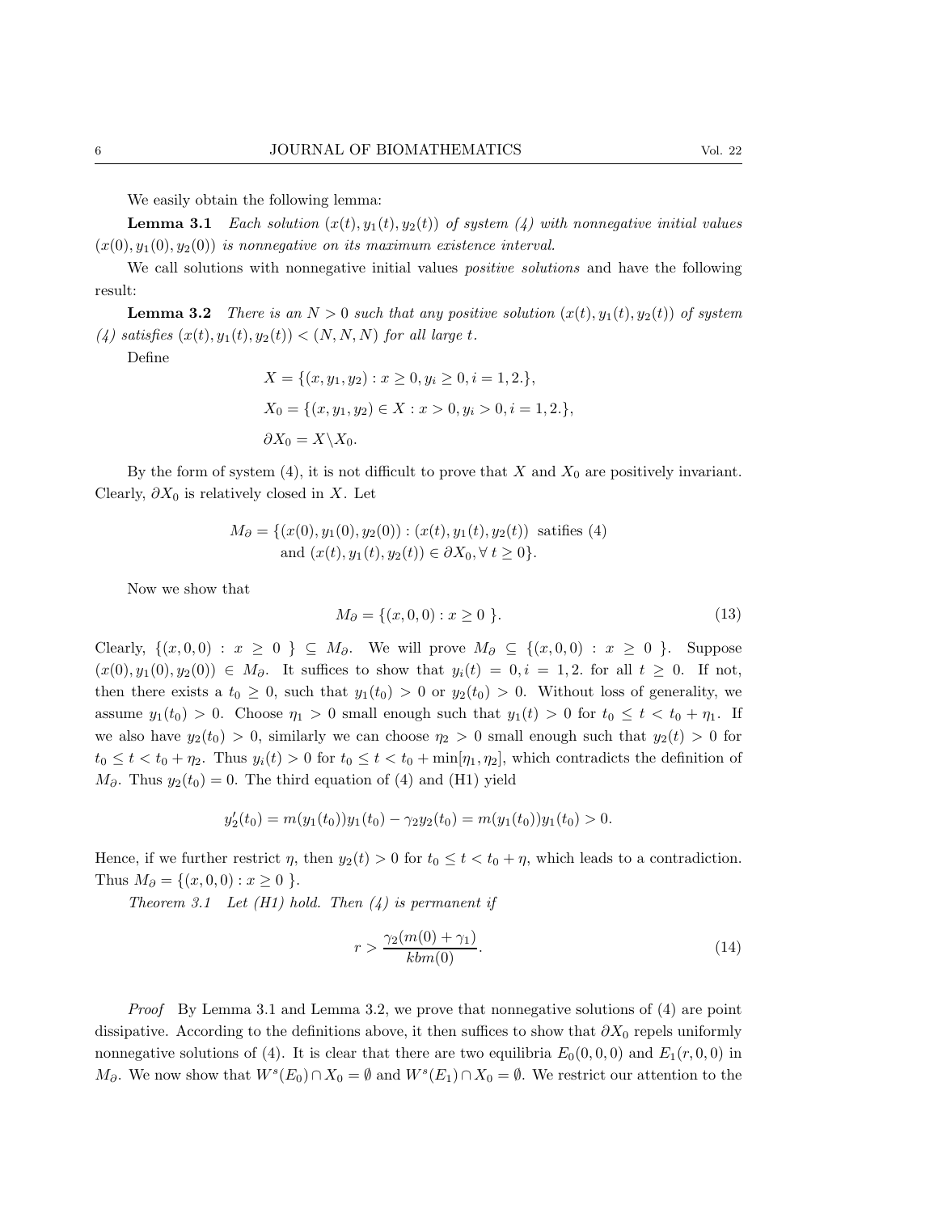We easily obtain the following lemma:

**Lemma 3.1** *Each solution $(x(t), y_1(t), y_2(t))$ of system (4) with nonnegative initial values $(x(0), y_1(0), y_2(0))$ is nonnegative on its maximum existence interval.*

We call solutions with nonnegative initial values *positive solutions* and have the following result:

**Lemma 3.2** *There is an $N > 0$ such that any positive solution $(x(t), y_1(t), y_2(t))$ of system (4) satisfies $(x(t), y_1(t), y_2(t)) < (N, N, N)$ for all large $t$.*

Define

$$X = \{(x, y_1, y_2) : x \geq 0, y_i \geq 0, i = 1, 2.\},$$

$$X_0 = \{(x, y_1, y_2) \in X : x > 0, y_i > 0, i = 1, 2.\},$$

$$\partial X_0 = X \backslash X_0.$$

By the form of system (4), it is not difficult to prove that $X$ and $X_0$ are positively invariant. Clearly, $\partial X_0$ is relatively closed in $X$. Let

$$M_\partial = \{(x(0), y_1(0), y_2(0)) : (x(t), y_1(t), y_2(t)) \text{ satifies (4)} \\ \text{and } (x(t), y_1(t), y_2(t)) \in \partial X_0, \forall\, t \geq 0\}.$$

Now we show that

$$M_\partial = \{(x, 0, 0) : x \geq 0\ \}. \tag{13}$$

Clearly, $\{(x, 0, 0) : x \geq 0\ \} \subseteq M_\partial$. We will prove $M_\partial \subseteq \{(x, 0, 0) : x \geq 0\ \}$. Suppose $(x(0), y_1(0), y_2(0)) \in M_\partial$. It suffices to show that $y_i(t) = 0, i = 1, 2.$ for all $t \geq 0$. If not, then there exists a $t_0 \geq 0$, such that $y_1(t_0) > 0$ or $y_2(t_0) > 0$. Without loss of generality, we assume $y_1(t_0) > 0$. Choose $\eta_1 > 0$ small enough such that $y_1(t) > 0$ for $t_0 \leq t < t_0 + \eta_1$. If we also have $y_2(t_0) > 0$, similarly we can choose $\eta_2 > 0$ small enough such that $y_2(t) > 0$ for $t_0 \leq t < t_0 + \eta_2$. Thus $y_i(t) > 0$ for $t_0 \leq t < t_0 + \min[\eta_1, \eta_2]$, which contradicts the definition of $M_\partial$. Thus $y_2(t_0) = 0$. The third equation of (4) and (H1) yield

$$y_2'(t_0) = m(y_1(t_0))y_1(t_0) - \gamma_2 y_2(t_0) = m(y_1(t_0))y_1(t_0) > 0.$$

Hence, if we further restrict $\eta$, then $y_2(t) > 0$ for $t_0 \leq t < t_0 + \eta$, which leads to a contradiction. Thus $M_\partial = \{(x, 0, 0) : x \geq 0\ \}$.

*Theorem 3.1* *Let (H1) hold. Then (4) is permanent if*

$$r > \frac{\gamma_2(m(0) + \gamma_1)}{kbm(0)}. \tag{14}$$

*Proof* By Lemma 3.1 and Lemma 3.2, we prove that nonnegative solutions of (4) are point dissipative. According to the definitions above, it then suffices to show that $\partial X_0$ repels uniformly nonnegative solutions of (4). It is clear that there are two equilibria $E_0(0, 0, 0)$ and $E_1(r, 0, 0)$ in $M_\partial$. We now show that $W^s(E_0) \cap X_0 = \emptyset$ and $W^s(E_1) \cap X_0 = \emptyset$. We restrict our attention to the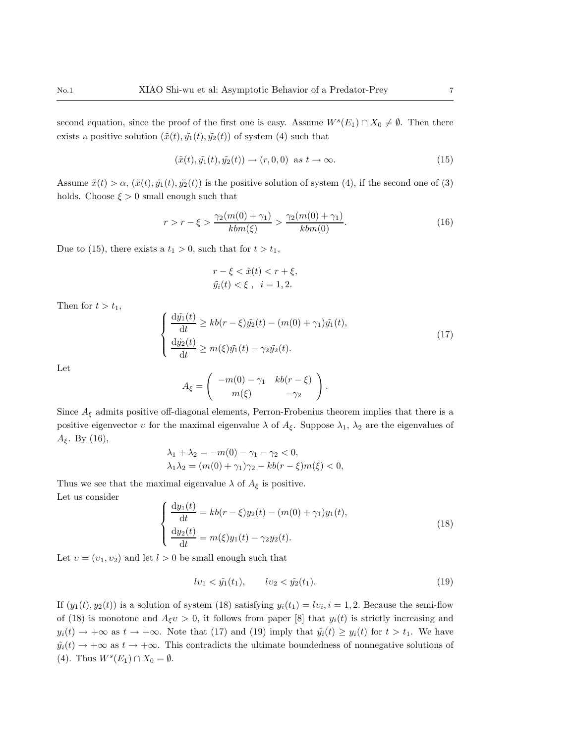second equation, since the proof of the first one is easy. Assume $W^s(E_1) \cap X_0 \neq \emptyset$. Then there exists a positive solution $(\tilde{x}(t), \tilde{y_1}(t), \tilde{y_2}(t))$ of system (4) such that

$$(\tilde{x}(t), \tilde{y_1}(t), \tilde{y_2}(t)) \to (r, 0, 0) \ \text{ as } t \to \infty. \tag{15}$$

Assume $\tilde{x}(t) > \alpha$, $(\tilde{x}(t), \tilde{y_1}(t), \tilde{y_2}(t))$ is the positive solution of system (4), if the second one of (3) holds. Choose $\xi > 0$ small enough such that

$$r > r - \xi > \frac{\gamma_2(m(0) + \gamma_1)}{kbm(\xi)} > \frac{\gamma_2(m(0) + \gamma_1)}{kbm(0)}. \tag{16}$$

Due to (15), there exists a $t_1 > 0$, such that for $t > t_1$,

$$\begin{aligned} & r - \xi < \tilde{x}(t) < r + \xi, \\ & \tilde{y_i}(t) < \xi \ , \quad i = 1, 2. \end{aligned}$$

Then for $t > t_1$,

$$\begin{cases} \dfrac{\mathrm{d}\tilde{y_1}(t)}{\mathrm{d}t} \geq kb(r - \xi)\tilde{y_2}(t) - (m(0) + \gamma_1)\tilde{y_1}(t), \\ \dfrac{\mathrm{d}\tilde{y_2}(t)}{\mathrm{d}t} \geq m(\xi)\tilde{y_1}(t) - \gamma_2\tilde{y_2}(t). \end{cases} \tag{17}$$

Let

$$A_\xi = \begin{pmatrix} -m(0) - \gamma_1 & kb(r - \xi) \\ m(\xi) & -\gamma_2 \end{pmatrix}.$$

Since $A_\xi$ admits positive off-diagonal elements, Perron-Frobenius theorem implies that there is a positive eigenvector $\upsilon$ for the maximal eigenvalue $\lambda$ of $A_\xi$. Suppose $\lambda_1$, $\lambda_2$ are the eigenvalues of $A_\xi$. By (16),

$$\begin{aligned} & \lambda_1 + \lambda_2 = -m(0) - \gamma_1 - \gamma_2 < 0, \\ & \lambda_1 \lambda_2 = (m(0) + \gamma_1)\gamma_2 - kb(r - \xi)m(\xi) < 0, \end{aligned}$$

Thus we see that the maximal eigenvalue $\lambda$ of $A_\xi$ is positive.

Let us consider

$$\begin{cases} \dfrac{\mathrm{d}y_1(t)}{\mathrm{d}t} = kb(r - \xi)y_2(t) - (m(0) + \gamma_1)y_1(t), \\ \dfrac{\mathrm{d}y_2(t)}{\mathrm{d}t} = m(\xi)y_1(t) - \gamma_2 y_2(t). \end{cases} \tag{18}$$

Let $\upsilon = (\upsilon_1, \upsilon_2)$ and let $l > 0$ be small enough such that

$$l\upsilon_1 < \tilde{y_1}(t_1), \qquad l\upsilon_2 < \tilde{y_2}(t_1). \tag{19}$$

If $(y_1(t), y_2(t))$ is a solution of system (18) satisfying $y_i(t_1) = l\upsilon_i, i = 1, 2$. Because the semi-flow of (18) is monotone and $A_\xi \upsilon > 0$, it follows from paper [8] that $y_i(t)$ is strictly increasing and $y_i(t) \to +\infty$ as $t \to +\infty$. Note that (17) and (19) imply that $\tilde{y_i}(t) \geq y_i(t)$ for $t > t_1$. We have $\tilde{y_i}(t) \to +\infty$ as $t \to +\infty$. This contradicts the ultimate boundedness of nonnegative solutions of (4). Thus $W^s(E_1) \cap X_0 = \emptyset$.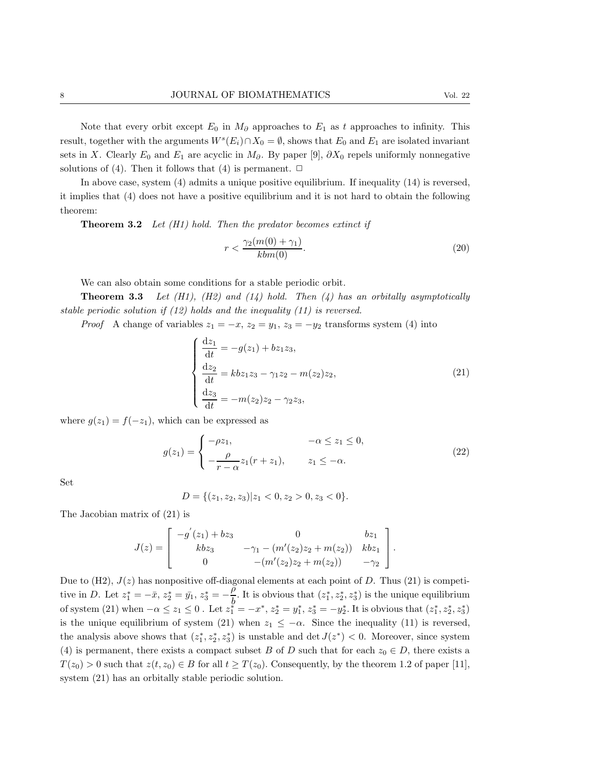Note that every orbit except $E_0$ in $M_\partial$ approaches to $E_1$ as $t$ approaches to infinity. This result, together with the arguments $W^s(E_i) \cap X_0 = \emptyset$, shows that $E_0$ and $E_1$ are isolated invariant sets in $X$. Clearly $E_0$ and $E_1$ are acyclic in $M_\partial$. By paper [9], $\partial X_0$ repels uniformly nonnegative solutions of (4). Then it follows that (4) is permanent. □

In above case, system (4) admits a unique positive equilibrium. If inequality (14) is reversed, it implies that (4) does not have a positive equilibrium and it is not hard to obtain the following theorem:

**Theorem 3.2** *Let (H1) hold. Then the predator becomes extinct if*

$$r < \frac{\gamma_2(m(0) + \gamma_1)}{kbm(0)}. \tag{20}$$

We can also obtain some conditions for a stable periodic orbit.

**Theorem 3.3** *Let (H1), (H2) and (14) hold. Then (4) has an orbitally asymptotically stable periodic solution if (12) holds and the inequality (11) is reversed.*

*Proof* A change of variables $z_1 = -x$, $z_2 = y_1$, $z_3 = -y_2$ transforms system (4) into

$$\begin{cases} \dfrac{\mathrm{d}z_1}{\mathrm{d}t} = -g(z_1) + bz_1z_3, \\ \dfrac{\mathrm{d}z_2}{\mathrm{d}t} = kbz_1z_3 - \gamma_1 z_2 - m(z_2)z_2, \\ \dfrac{\mathrm{d}z_3}{\mathrm{d}t} = -m(z_2)z_2 - \gamma_2 z_3, \end{cases} \tag{21}$$

where $g(z_1) = f(-z_1)$, which can be expressed as

$$g(z_1) = \begin{cases} -\rho z_1, & -\alpha \le z_1 \le 0, \\ -\dfrac{\rho}{r-\alpha} z_1(r + z_1), & z_1 \le -\alpha. \end{cases} \tag{22}$$

Set

$$D = \{(z_1, z_2, z_3) | z_1 < 0, z_2 > 0, z_3 < 0\}.$$

The Jacobian matrix of (21) is

$$J(z) = \begin{bmatrix} -g'(z_1) + bz_3 & 0 & bz_1 \\ kbz_3 & -\gamma_1 - (m'(z_2)z_2 + m(z_2)) & kbz_1 \\ 0 & -(m'(z_2)z_2 + m(z_2)) & -\gamma_2 \end{bmatrix}.$$

Due to (H2), $J(z)$ has nonpositive off-diagonal elements at each point of $D$. Thus (21) is competitive in $D$. Let $z_1^* = -\bar{x}$, $z_2^* = \bar{y_1}$, $z_3^* = -\dfrac{\rho}{b}$. It is obvious that $(z_1^*, z_2^*, z_3^*)$ is the unique equilibrium of system (21) when $-\alpha \le z_1 \le 0$ . Let $z_1^* = -x^*$, $z_2^* = y_1^*$, $z_3^* = -y_2^*$. It is obvious that $(z_1^*, z_2^*, z_3^*)$ is the unique equilibrium of system (21) when $z_1 \le -\alpha$. Since the inequality (11) is reversed, the analysis above shows that $(z_1^*, z_2^*, z_3^*)$ is unstable and $\det J(z^*) < 0$. Moreover, since system (4) is permanent, there exists a compact subset $B$ of $D$ such that for each $z_0 \in D$, there exists a $T(z_0) > 0$ such that $z(t, z_0) \in B$ for all $t \ge T(z_0)$. Consequently, by the theorem 1.2 of paper [11], system (21) has an orbitally stable periodic solution.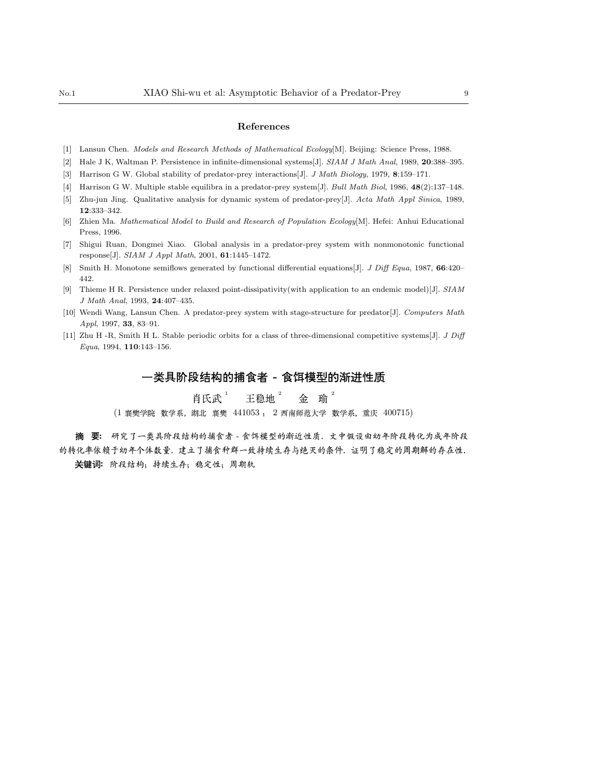## References

[1] Lansun Chen. *Models and Research Methods of Mathematical Ecology*[M]. Beijing: Science Press, 1988.

[2] Hale J K, Waltman P. Persistence in infinite-dimensional systems[J]. *SIAM J Math Anal*, 1989, **20**:388–395.

[3] Harrison G W. Global stability of predator-prey interactions[J]. *J Math Biology*, 1979, **8**:159–171.

[4] Harrison G W. Multiple stable equilibra in a predator-prey system[J]. *Bull Math Biol*, 1986, **48**(2):137–148.

[5] Zhu-jun Jing. Qualitative analysis for dynamic system of predator-prey[J]. *Acta Math Appl Sinica*, 1989, **12**:333–342.

[6] Zhien Ma. *Mathematical Model to Build and Research of Population Ecology*[M]. Hefei: Anhui Educational Press, 1996.

[7] Shigui Ruan, Dongmei Xiao. Global analysis in a predator-prey system with nonmonotonic functional response[J]. *SIAM J Appl Math*, 2001, **61**:1445–1472.

[8] Smith H. Monotone semiflows generated by functional differential equations[J]. *J Diff Equa*, 1987, **66**:420–442.

[9] Thieme H R. Persistence under relaxed point-dissipativity(with application to an endemic model)[J]. *SIAM J Math Anal*, 1993, **24**:407–435.

[10] Wendi Wang, Lansun Chen. A predator-prey system with stage-structure for predator[J]. *Computers Math Appl*, 1997, **33**, 83–91.

[11] Zhu H -R, Smith H L. Stable periodic orbits for a class of three-dimensional competitive systems[J]. *J Diff Equa*, 1994, **110**:143–156.

## 一类具阶段结构的捕食者 - 食饵模型的渐进性质

肖氏武[1]　王稳地[2]　金　瑜[2]

(1 襄樊学院 数学系，湖北 襄樊 441053；2 西南师范大学 数学系，重庆 400715)

**摘　要:** 研究了一类具阶段结构的捕食者 - 食饵模型的渐近性质．文中假设由幼年阶段转化为成年阶段的转化率依赖于幼年个体数量．建立了捕食种群一致持续生存与绝灭的条件．证明了稳定的周期解的存在性．

**关键词:** 阶段结构；持续生存；稳定性；周期轨